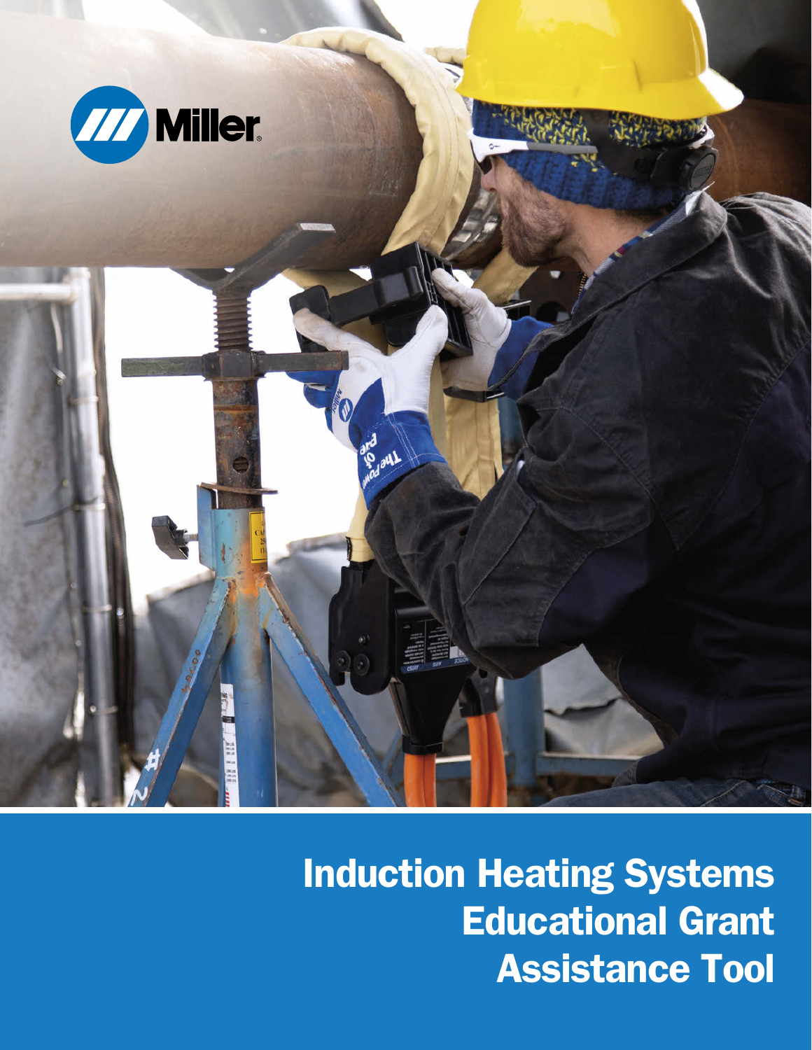Miller

# Induction Heating Systems Educational Grant Assistance Tool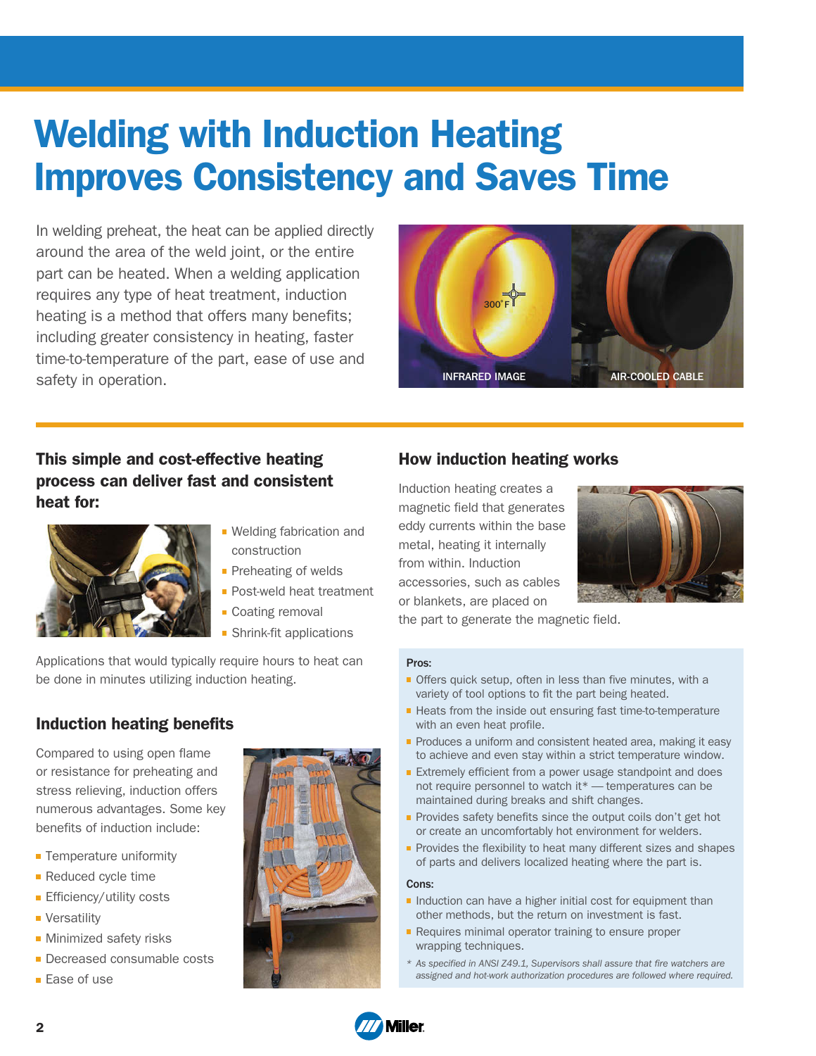# Welding with Induction Heating Improves Consistency and Saves Time

In welding preheat, the heat can be applied directly around the area of the weld joint, or the entire part can be heated. When a welding application requires any type of heat treatment, induction heating is a method that offers many benefits; including greater consistency in heating, faster time-to-temperature of the part, ease of use and safety in operation.

INFRARED IMAGE

AIR-COOLED CABLE

## This simple and cost-effective heating process can deliver fast and consistent heat for:

- Welding fabrication and construction
- Preheating of welds
- Post-weld heat treatment
- Coating removal
- Shrink-fit applications

Applications that would typically require hours to heat can be done in minutes utilizing induction heating.

## Induction heating benefits

Compared to using open flame or resistance for preheating and stress relieving, induction offers numerous advantages. Some key benefits of induction include:

- Temperature uniformity
- Reduced cycle time
- Efficiency/utility costs
- Versatility
- Minimized safety risks
- Decreased consumable costs
- Ease of use

## How induction heating works

Induction heating creates a magnetic field that generates eddy currents within the base metal, heating it internally from within. Induction accessories, such as cables or blankets, are placed on the part to generate the magnetic field.

**Pros:**

- Offers quick setup, often in less than five minutes, with a variety of tool options to fit the part being heated.
- Heats from the inside out ensuring fast time-to-temperature with an even heat profile.
- Produces a uniform and consistent heated area, making it easy to achieve and even stay within a strict temperature window.
- Extremely efficient from a power usage standpoint and does not require personnel to watch it* — temperatures can be maintained during breaks and shift changes.
- Provides safety benefits since the output coils don't get hot or create an uncomfortably hot environment for welders.
- Provides the flexibility to heat many different sizes and shapes of parts and delivers localized heating where the part is.

**Cons:**

- Induction can have a higher initial cost for equipment than other methods, but the return on investment is fast.
- Requires minimal operator training to ensure proper wrapping techniques.

*\* As specified in ANSI Z49.1, Supervisors shall assure that fire watchers are assigned and hot-work authorization procedures are followed where required.*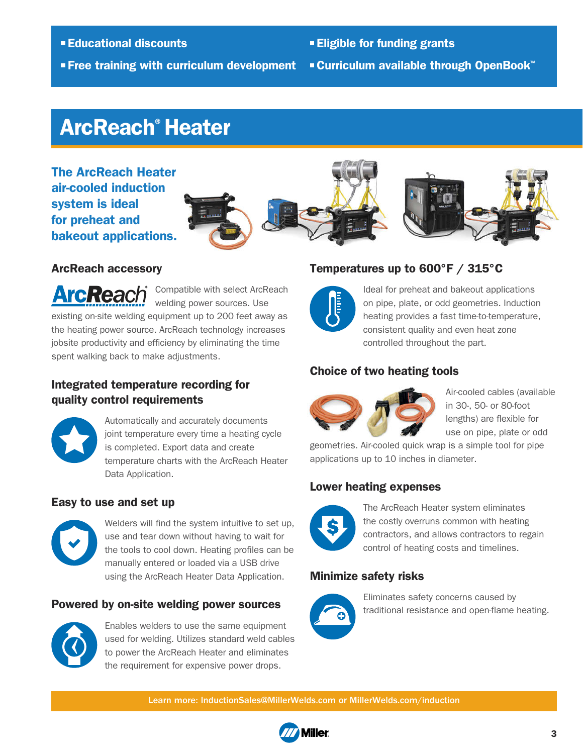- Educational discounts
- Free training with curriculum development
- Eligible for funding grants
- Curriculum available through OpenBook™

# ArcReach® Heater

**The ArcReach Heater air-cooled induction system is ideal for preheat and bakeout applications.**

### ArcReach accessory

Compatible with select ArcReach welding power sources. Use existing on-site welding equipment up to 200 feet away as the heating power source. ArcReach technology increases jobsite productivity and efficiency by eliminating the time spent walking back to make adjustments.

### Integrated temperature recording for quality control requirements

Automatically and accurately documents joint temperature every time a heating cycle is completed. Export data and create temperature charts with the ArcReach Heater Data Application.

### Easy to use and set up

Welders will find the system intuitive to set up, use and tear down without having to wait for the tools to cool down. Heating profiles can be manually entered or loaded via a USB drive using the ArcReach Heater Data Application.

### Powered by on-site welding power sources

Enables welders to use the same equipment used for welding. Utilizes standard weld cables to power the ArcReach Heater and eliminates the requirement for expensive power drops.

### Temperatures up to 600°F / 315°C

Ideal for preheat and bakeout applications on pipe, plate, or odd geometries. Induction heating provides a fast time-to-temperature, consistent quality and even heat zone controlled throughout the part.

### Choice of two heating tools

Air-cooled cables (available in 30-, 50- or 80-foot lengths) are flexible for use on pipe, plate or odd geometries. Air-cooled quick wrap is a simple tool for pipe applications up to 10 inches in diameter.

### Lower heating expenses

The ArcReach Heater system eliminates the costly overruns common with heating contractors, and allows contractors to regain control of heating costs and timelines.

### Minimize safety risks

Eliminates safety concerns caused by traditional resistance and open-flame heating.

**Learn more: InductionSales@MillerWelds.com or MillerWelds.com/induction**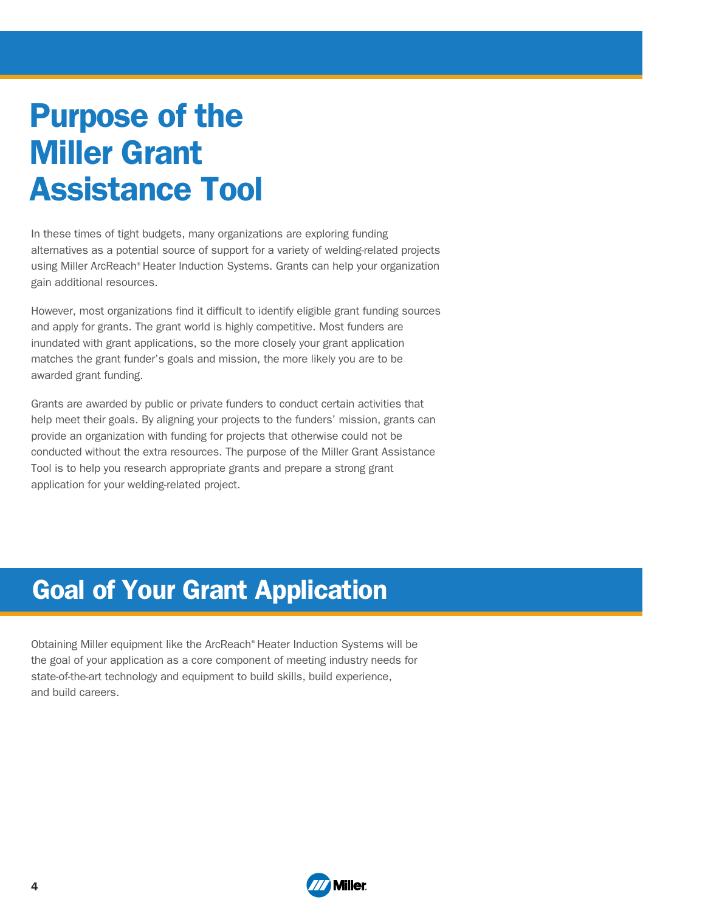# Purpose of the Miller Grant Assistance Tool

In these times of tight budgets, many organizations are exploring funding alternatives as a potential source of support for a variety of welding-related projects using Miller ArcReach® Heater Induction Systems. Grants can help your organization gain additional resources.

However, most organizations find it difficult to identify eligible grant funding sources and apply for grants. The grant world is highly competitive. Most funders are inundated with grant applications, so the more closely your grant application matches the grant funder's goals and mission, the more likely you are to be awarded grant funding.

Grants are awarded by public or private funders to conduct certain activities that help meet their goals. By aligning your projects to the funders' mission, grants can provide an organization with funding for projects that otherwise could not be conducted without the extra resources. The purpose of the Miller Grant Assistance Tool is to help you research appropriate grants and prepare a strong grant application for your welding-related project.

## Goal of Your Grant Application

Obtaining Miller equipment like the ArcReach® Heater Induction Systems will be the goal of your application as a core component of meeting industry needs for state-of-the-art technology and equipment to build skills, build experience, and build careers.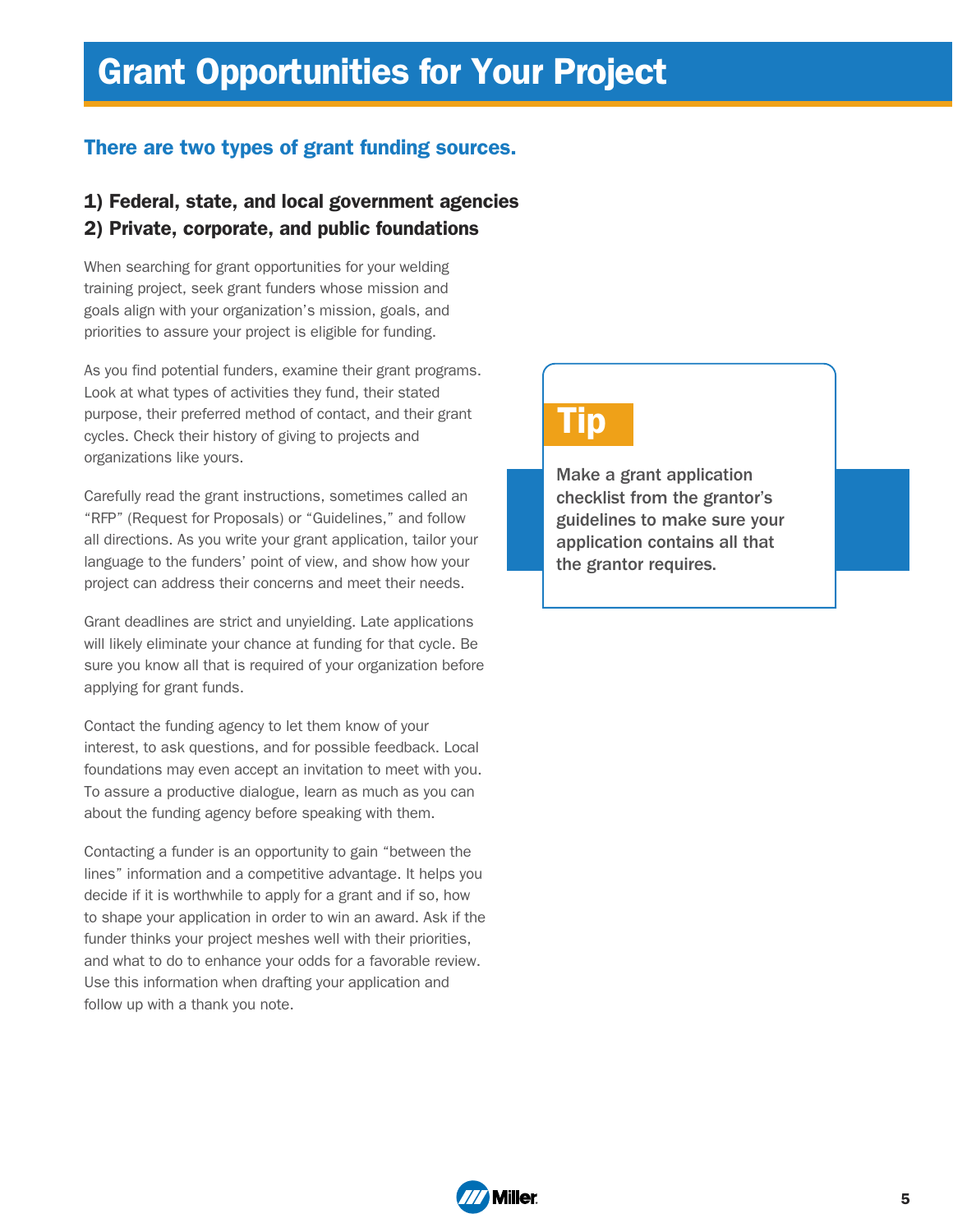# Grant Opportunities for Your Project

## There are two types of grant funding sources.

### 1) Federal, state, and local government agencies
### 2) Private, corporate, and public foundations

When searching for grant opportunities for your welding training project, seek grant funders whose mission and goals align with your organization's mission, goals, and priorities to assure your project is eligible for funding.

As you find potential funders, examine their grant programs. Look at what types of activities they fund, their stated purpose, their preferred method of contact, and their grant cycles. Check their history of giving to projects and organizations like yours.

Carefully read the grant instructions, sometimes called an "RFP" (Request for Proposals) or "Guidelines," and follow all directions. As you write your grant application, tailor your language to the funders' point of view, and show how your project can address their concerns and meet their needs.

Grant deadlines are strict and unyielding. Late applications will likely eliminate your chance at funding for that cycle. Be sure you know all that is required of your organization before applying for grant funds.

Contact the funding agency to let them know of your interest, to ask questions, and for possible feedback. Local foundations may even accept an invitation to meet with you. To assure a productive dialogue, learn as much as you can about the funding agency before speaking with them.

Contacting a funder is an opportunity to gain "between the lines" information and a competitive advantage. It helps you decide if it is worthwhile to apply for a grant and if so, how to shape your application in order to win an award. Ask if the funder thinks your project meshes well with their priorities, and what to do to enhance your odds for a favorable review. Use this information when drafting your application and follow up with a thank you note.

> **Tip**
>
> **Make a grant application checklist from the grantor's guidelines to make sure your application contains all that the grantor requires.**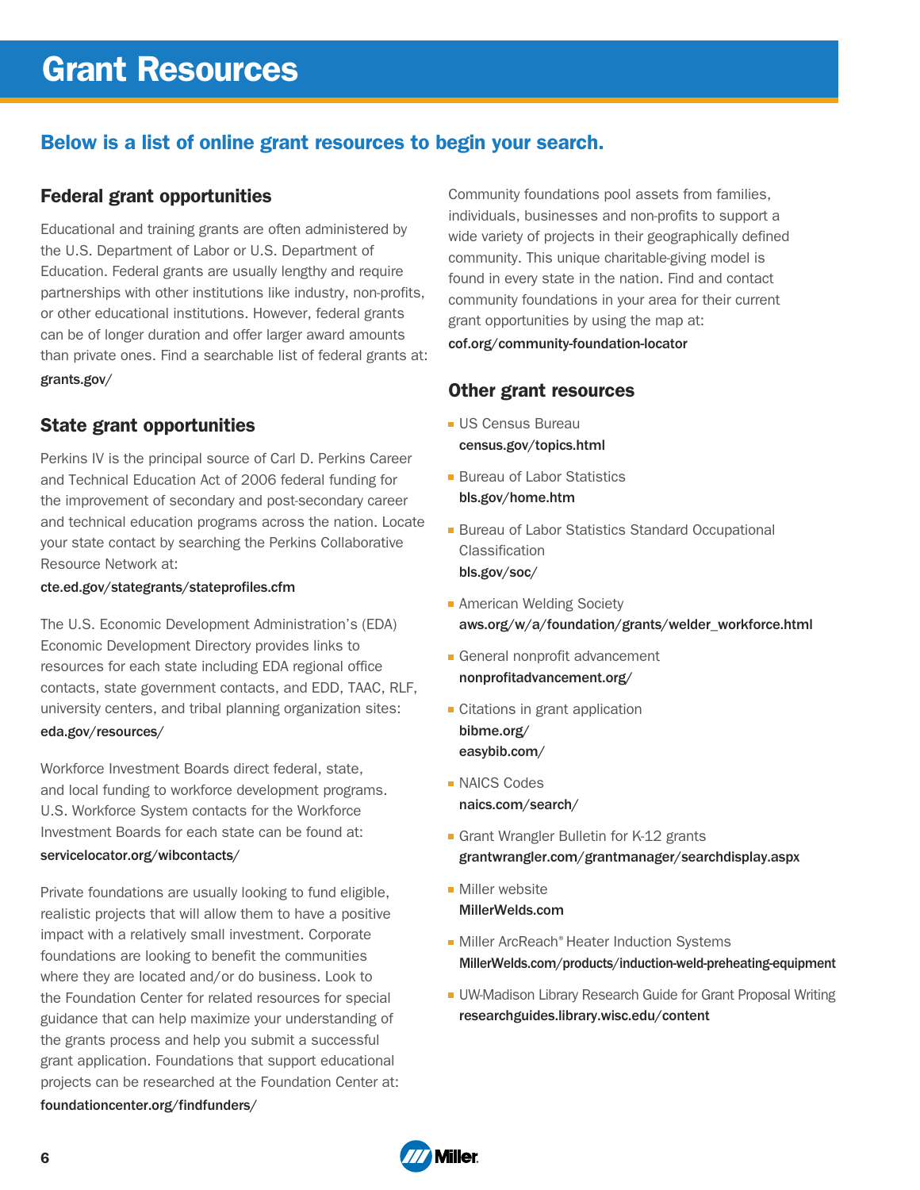# Grant Resources

## Below is a list of online grant resources to begin your search.

### Federal grant opportunities

Educational and training grants are often administered by the U.S. Department of Labor or U.S. Department of Education. Federal grants are usually lengthy and require partnerships with other institutions like industry, non-profits, or other educational institutions. However, federal grants can be of longer duration and offer larger award amounts than private ones. Find a searchable list of federal grants at:
**grants.gov/**

### State grant opportunities

Perkins IV is the principal source of Carl D. Perkins Career and Technical Education Act of 2006 federal funding for the improvement of secondary and post-secondary career and technical education programs across the nation. Locate your state contact by searching the Perkins Collaborative Resource Network at:
**cte.ed.gov/stategrants/stateprofiles.cfm**

The U.S. Economic Development Administration's (EDA) Economic Development Directory provides links to resources for each state including EDA regional office contacts, state government contacts, and EDD, TAAC, RLF, university centers, and tribal planning organization sites:
**eda.gov/resources/**

Workforce Investment Boards direct federal, state, and local funding to workforce development programs. U.S. Workforce System contacts for the Workforce Investment Boards for each state can be found at:
**servicelocator.org/wibcontacts/**

Private foundations are usually looking to fund eligible, realistic projects that will allow them to have a positive impact with a relatively small investment. Corporate foundations are looking to benefit the communities where they are located and/or do business. Look to the Foundation Center for related resources for special guidance that can help maximize your understanding of the grants process and help you submit a successful grant application. Foundations that support educational projects can be researched at the Foundation Center at:
**foundationcenter.org/findfunders/**

Community foundations pool assets from families, individuals, businesses and non-profits to support a wide variety of projects in their geographically defined community. This unique charitable-giving model is found in every state in the nation. Find and contact community foundations in your area for their current grant opportunities by using the map at:
**cof.org/community-foundation-locator**

### Other grant resources

- US Census Bureau
  **census.gov/topics.html**
- Bureau of Labor Statistics
  **bls.gov/home.htm**
- Bureau of Labor Statistics Standard Occupational Classification
  **bls.gov/soc/**
- American Welding Society
  **aws.org/w/a/foundation/grants/welder_workforce.html**
- General nonprofit advancement
  **nonprofitadvancement.org/**
- Citations in grant application
  **bibme.org/**
  **easybib.com/**
- NAICS Codes
  **naics.com/search/**
- Grant Wrangler Bulletin for K-12 grants
  **grantwrangler.com/grantmanager/searchdisplay.aspx**
- Miller website
  **MillerWelds.com**
- Miller ArcReach® Heater Induction Systems
  **MillerWelds.com/products/induction-weld-preheating-equipment**
- UW-Madison Library Research Guide for Grant Proposal Writing
  **researchguides.library.wisc.edu/content**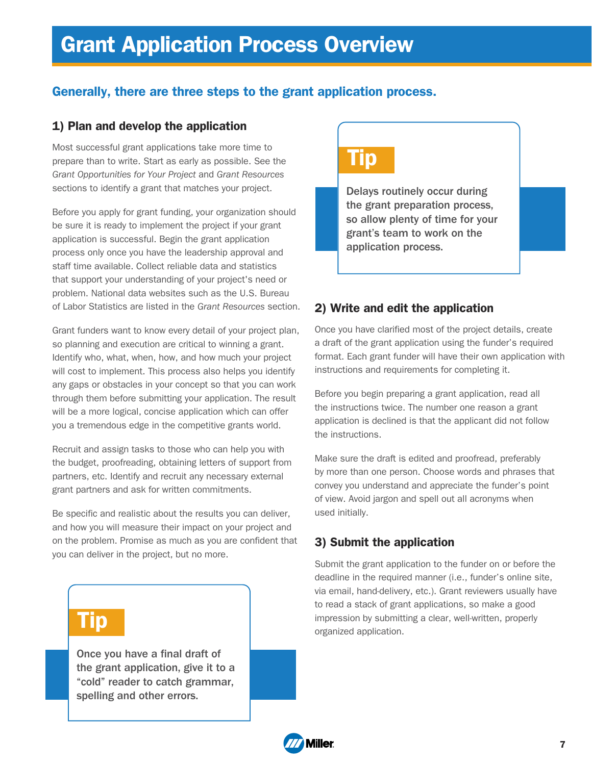# Grant Application Process Overview

## Generally, there are three steps to the grant application process.

### 1) Plan and develop the application

Most successful grant applications take more time to prepare than to write. Start as early as possible. See the *Grant Opportunities for Your Project* and *Grant Resources* sections to identify a grant that matches your project.

Before you apply for grant funding, your organization should be sure it is ready to implement the project if your grant application is successful. Begin the grant application process only once you have the leadership approval and staff time available. Collect reliable data and statistics that support your understanding of your project's need or problem. National data websites such as the U.S. Bureau of Labor Statistics are listed in the *Grant Resources* section.

Grant funders want to know every detail of your project plan, so planning and execution are critical to winning a grant. Identify who, what, when, how, and how much your project will cost to implement. This process also helps you identify any gaps or obstacles in your concept so that you can work through them before submitting your application. The result will be a more logical, concise application which can offer you a tremendous edge in the competitive grants world.

Recruit and assign tasks to those who can help you with the budget, proofreading, obtaining letters of support from partners, etc. Identify and recruit any necessary external grant partners and ask for written commitments.

Be specific and realistic about the results you can deliver, and how you will measure their impact on your project and on the problem. Promise as much as you are confident that you can deliver in the project, but no more.

> **Tip**
>
> **Once you have a final draft of the grant application, give it to a "cold" reader to catch grammar, spelling and other errors.**

> **Tip**
>
> **Delays routinely occur during the grant preparation process, so allow plenty of time for your grant's team to work on the application process.**

### 2) Write and edit the application

Once you have clarified most of the project details, create a draft of the grant application using the funder's required format. Each grant funder will have their own application with instructions and requirements for completing it.

Before you begin preparing a grant application, read all the instructions twice. The number one reason a grant application is declined is that the applicant did not follow the instructions.

Make sure the draft is edited and proofread, preferably by more than one person. Choose words and phrases that convey you understand and appreciate the funder's point of view. Avoid jargon and spell out all acronyms when used initially.

### 3) Submit the application

Submit the grant application to the funder on or before the deadline in the required manner (i.e., funder's online site, via email, hand-delivery, etc.). Grant reviewers usually have to read a stack of grant applications, so make a good impression by submitting a clear, well-written, properly organized application.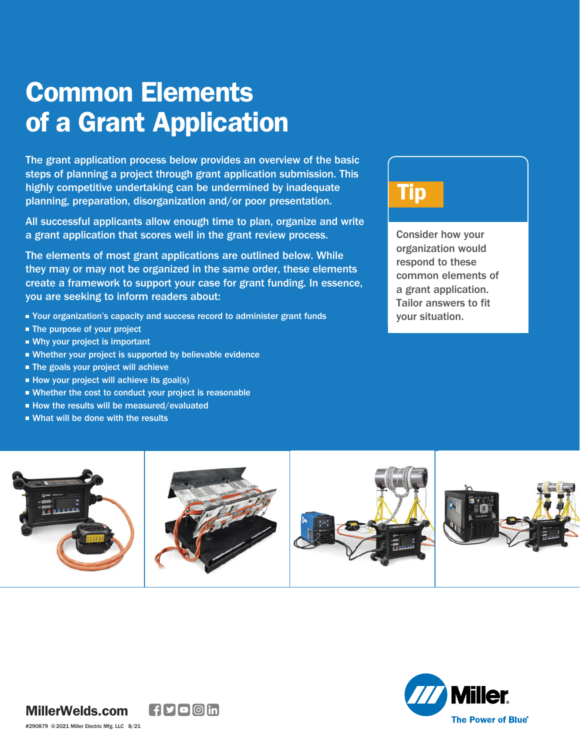# Common Elements of a Grant Application

The grant application process below provides an overview of the basic steps of planning a project through grant application submission. This highly competitive undertaking can be undermined by inadequate planning, preparation, disorganization and/or poor presentation.

All successful applicants allow enough time to plan, organize and write a grant application that scores well in the grant review process.

The elements of most grant applications are outlined below. While they may or may not be organized in the same order, these elements create a framework to support your case for grant funding. In essence, you are seeking to inform readers about:

- Your organization's capacity and success record to administer grant funds
- The purpose of your project
- Why your project is important
- Whether your project is supported by believable evidence
- The goals your project will achieve
- How your project will achieve its goal(s)
- Whether the cost to conduct your project is reasonable
- How the results will be measured/evaluated
- What will be done with the results

## Tip

Consider how your organization would respond to these common elements of a grant application. Tailor answers to fit your situation.

MillerWelds.com

#290879 ©2021 Miller Electric Mfg. LLC 8/21

Miller
The Power of Blue®